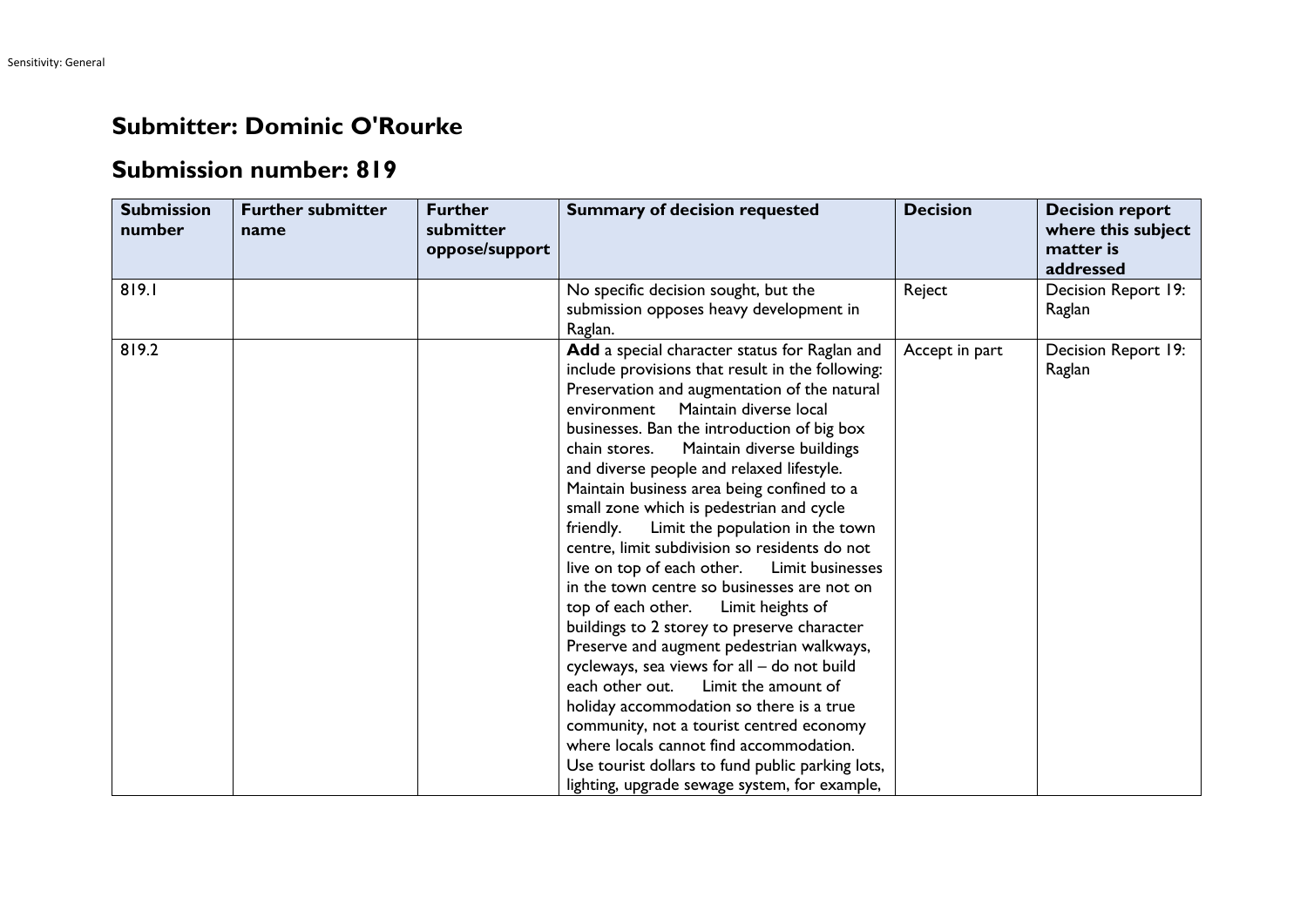## Submitter: Dominic O'Rourke

## Submission number: 819

| Submission number | Further submitter name | Further submitter oppose/support | Summary of decision requested | Decision | Decision report where this subject matter is addressed |
|---|---|---|---|---|---|
| 819.1 | | | No specific decision sought, but the submission opposes heavy development in Raglan. | Reject | Decision Report 19: Raglan |
| 819.2 | | | **Add** a special character status for Raglan and include provisions that result in the following: Preservation and augmentation of the natural environment Maintain diverse local businesses. Ban the introduction of big box chain stores. Maintain diverse buildings and diverse people and relaxed lifestyle. Maintain business area being confined to a small zone which is pedestrian and cycle friendly. Limit the population in the town centre, limit subdivision so residents do not live on top of each other. Limit businesses in the town centre so businesses are not on top of each other. Limit heights of buildings to 2 storey to preserve character Preserve and augment pedestrian walkways, cycleways, sea views for all – do not build each other out. Limit the amount of holiday accommodation so there is a true community, not a tourist centred economy where locals cannot find accommodation. Use tourist dollars to fund public parking lots, lighting, upgrade sewage system, for example, | Accept in part | Decision Report 19: Raglan |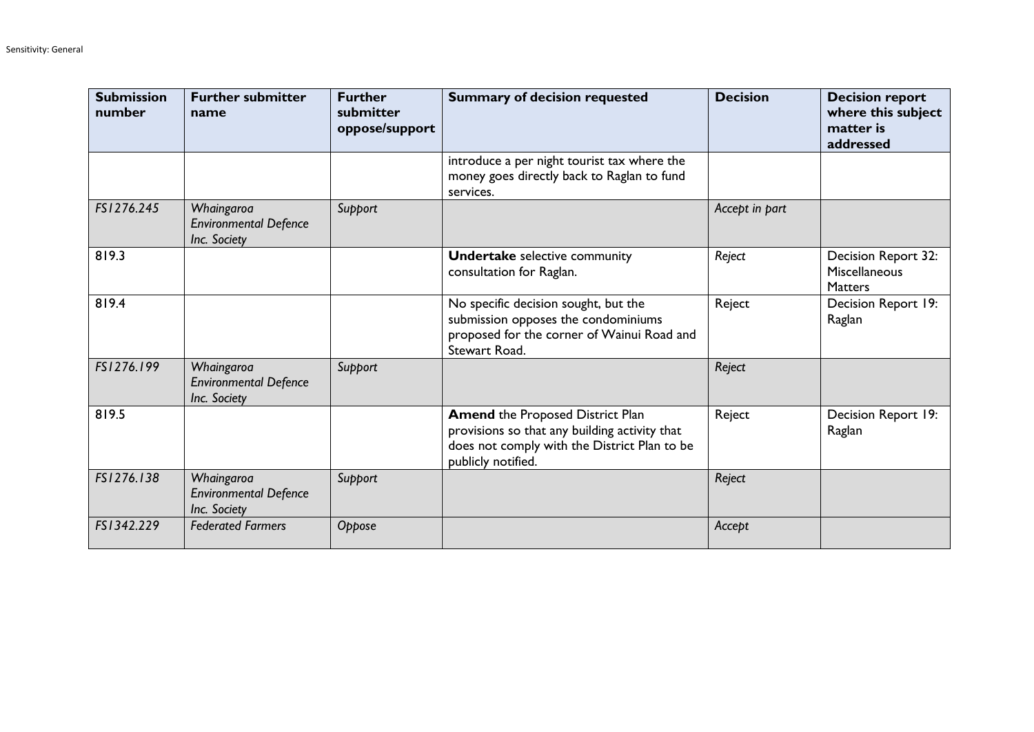| Submission number | Further submitter name | Further submitter oppose/support | Summary of decision requested | Decision | Decision report where this subject matter is addressed |
|---|---|---|---|---|---|
| | | | introduce a per night tourist tax where the money goes directly back to Raglan to fund services. | | |
| *FS1276.245* | *Whaingaroa Environmental Defence Inc. Society* | *Support* | | *Accept in part* | |
| 819.3 | | | **Undertake** selective community consultation for Raglan. | *Reject* | Decision Report 32: Miscellaneous Matters |
| 819.4 | | | No specific decision sought, but the submission opposes the condominiums proposed for the corner of Wainui Road and Stewart Road. | Reject | Decision Report 19: Raglan |
| *FS1276.199* | *Whaingaroa Environmental Defence Inc. Society* | *Support* | | *Reject* | |
| 819.5 | | | **Amend** the Proposed District Plan provisions so that any building activity that does not comply with the District Plan to be publicly notified. | Reject | Decision Report 19: Raglan |
| *FS1276.138* | *Whaingaroa Environmental Defence Inc. Society* | *Support* | | *Reject* | |
| *FS1342.229* | *Federated Farmers* | *Oppose* | | *Accept* | |